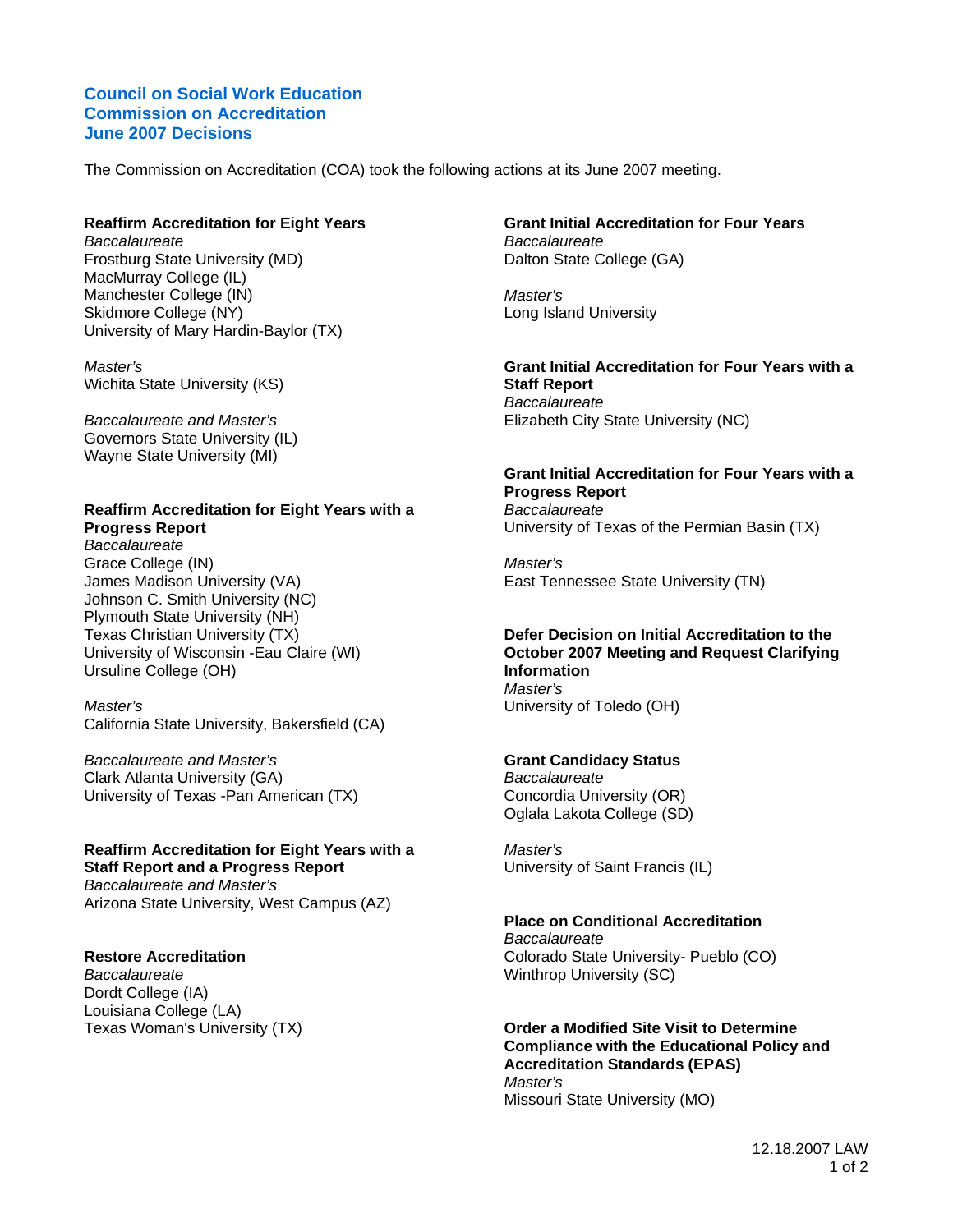# Council on Social Work Education
# Commission on Accreditation
# June 2007 Decisions

The Commission on Accreditation (COA) took the following actions at its June 2007 meeting.

### Reaffirm Accreditation for Eight Years

*Baccalaureate*
Frostburg State University (MD)
MacMurray College (IL)
Manchester College (IN)
Skidmore College (NY)
University of Mary Hardin-Baylor (TX)

*Master's*
Wichita State University (KS)

*Baccalaureate and Master's*
Governors State University (IL)
Wayne State University (MI)

### Reaffirm Accreditation for Eight Years with a Progress Report

*Baccalaureate*
Grace College (IN)
James Madison University (VA)
Johnson C. Smith University (NC)
Plymouth State University (NH)
Texas Christian University (TX)
University of Wisconsin -Eau Claire (WI)
Ursuline College (OH)

*Master's*
California State University, Bakersfield (CA)

*Baccalaureate and Master's*
Clark Atlanta University (GA)
University of Texas -Pan American (TX)

### Reaffirm Accreditation for Eight Years with a Staff Report and a Progress Report

*Baccalaureate and Master's*
Arizona State University, West Campus (AZ)

### Restore Accreditation

*Baccalaureate*
Dordt College (IA)
Louisiana College (LA)
Texas Woman's University (TX)

### Grant Initial Accreditation for Four Years

*Baccalaureate*
Dalton State College (GA)

*Master's*
Long Island University

### Grant Initial Accreditation for Four Years with a Staff Report

*Baccalaureate*
Elizabeth City State University (NC)

### Grant Initial Accreditation for Four Years with a Progress Report

*Baccalaureate*
University of Texas of the Permian Basin (TX)

*Master's*
East Tennessee State University (TN)

### Defer Decision on Initial Accreditation to the October 2007 Meeting and Request Clarifying Information

*Master's*
University of Toledo (OH)

### Grant Candidacy Status

*Baccalaureate*
Concordia University (OR)
Oglala Lakota College (SD)

*Master's*
University of Saint Francis (IL)

### Place on Conditional Accreditation

*Baccalaureate*
Colorado State University- Pueblo (CO)
Winthrop University (SC)

### Order a Modified Site Visit to Determine Compliance with the Educational Policy and Accreditation Standards (EPAS)

*Master's*
Missouri State University (MO)

12.18.2007 LAW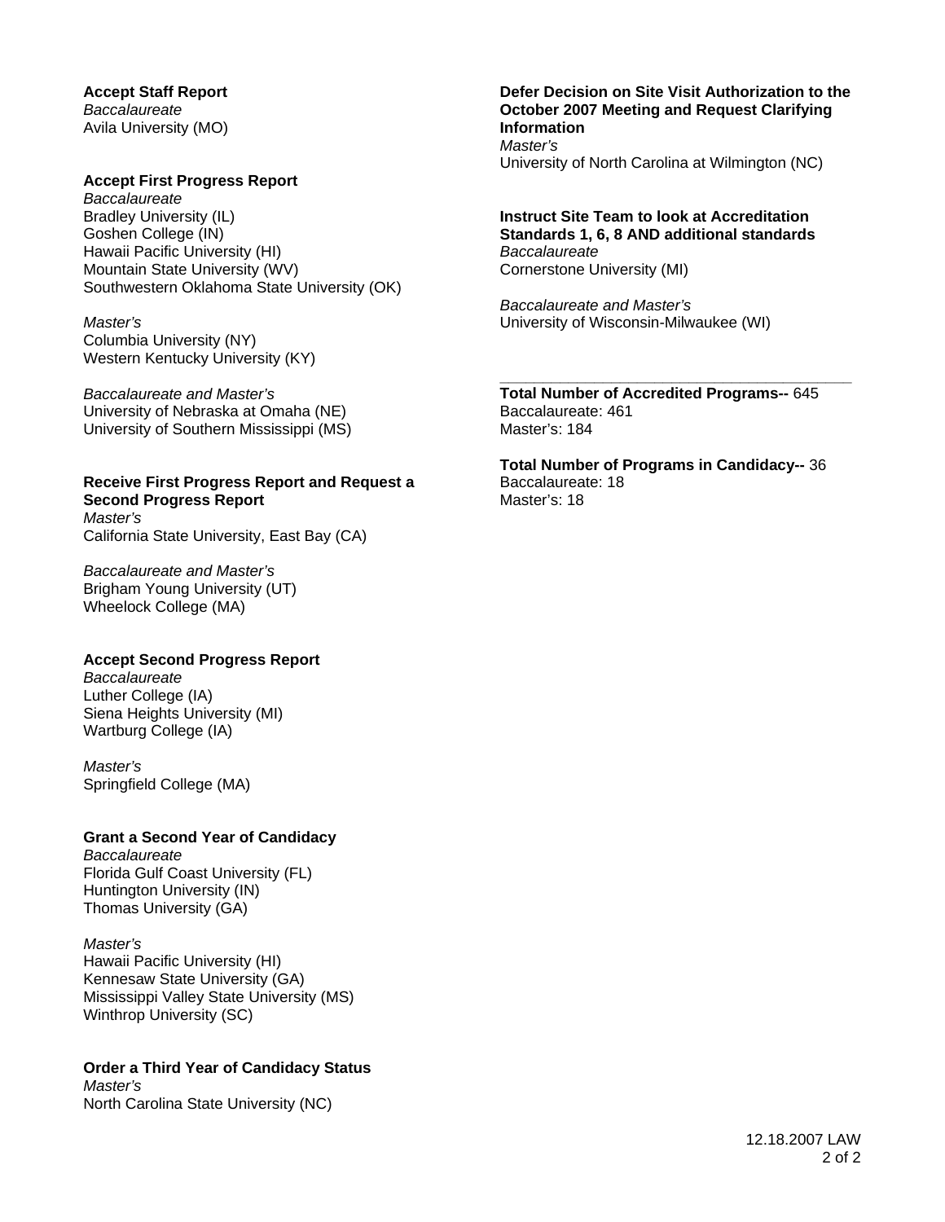**Accept Staff Report**
*Baccalaureate*
Avila University (MO)

**Accept First Progress Report**
*Baccalaureate*
Bradley University (IL)
Goshen College (IN)
Hawaii Pacific University (HI)
Mountain State University (WV)
Southwestern Oklahoma State University (OK)

*Master's*
Columbia University (NY)
Western Kentucky University (KY)

*Baccalaureate and Master's*
University of Nebraska at Omaha (NE)
University of Southern Mississippi (MS)

**Receive First Progress Report and Request a Second Progress Report**
*Master's*
California State University, East Bay (CA)

*Baccalaureate and Master's*
Brigham Young University (UT)
Wheelock College (MA)

**Accept Second Progress Report**
*Baccalaureate*
Luther College (IA)
Siena Heights University (MI)
Wartburg College (IA)

*Master's*
Springfield College (MA)

**Grant a Second Year of Candidacy**
*Baccalaureate*
Florida Gulf Coast University (FL)
Huntington University (IN)
Thomas University (GA)

*Master's*
Hawaii Pacific University (HI)
Kennesaw State University (GA)
Mississippi Valley State University (MS)
Winthrop University (SC)

**Order a Third Year of Candidacy Status**
*Master's*
North Carolina State University (NC)

**Defer Decision on Site Visit Authorization to the October 2007 Meeting and Request Clarifying Information**
*Master's*
University of North Carolina at Wilmington (NC)

**Instruct Site Team to look at Accreditation Standards 1, 6, 8 AND additional standards**
*Baccalaureate*
Cornerstone University (MI)

*Baccalaureate and Master's*
University of Wisconsin-Milwaukee (WI)

---

**Total Number of Accredited Programs--** 645
Baccalaureate: 461
Master's: 184

**Total Number of Programs in Candidacy--** 36
Baccalaureate: 18
Master's: 18

12.18.2007 LAW